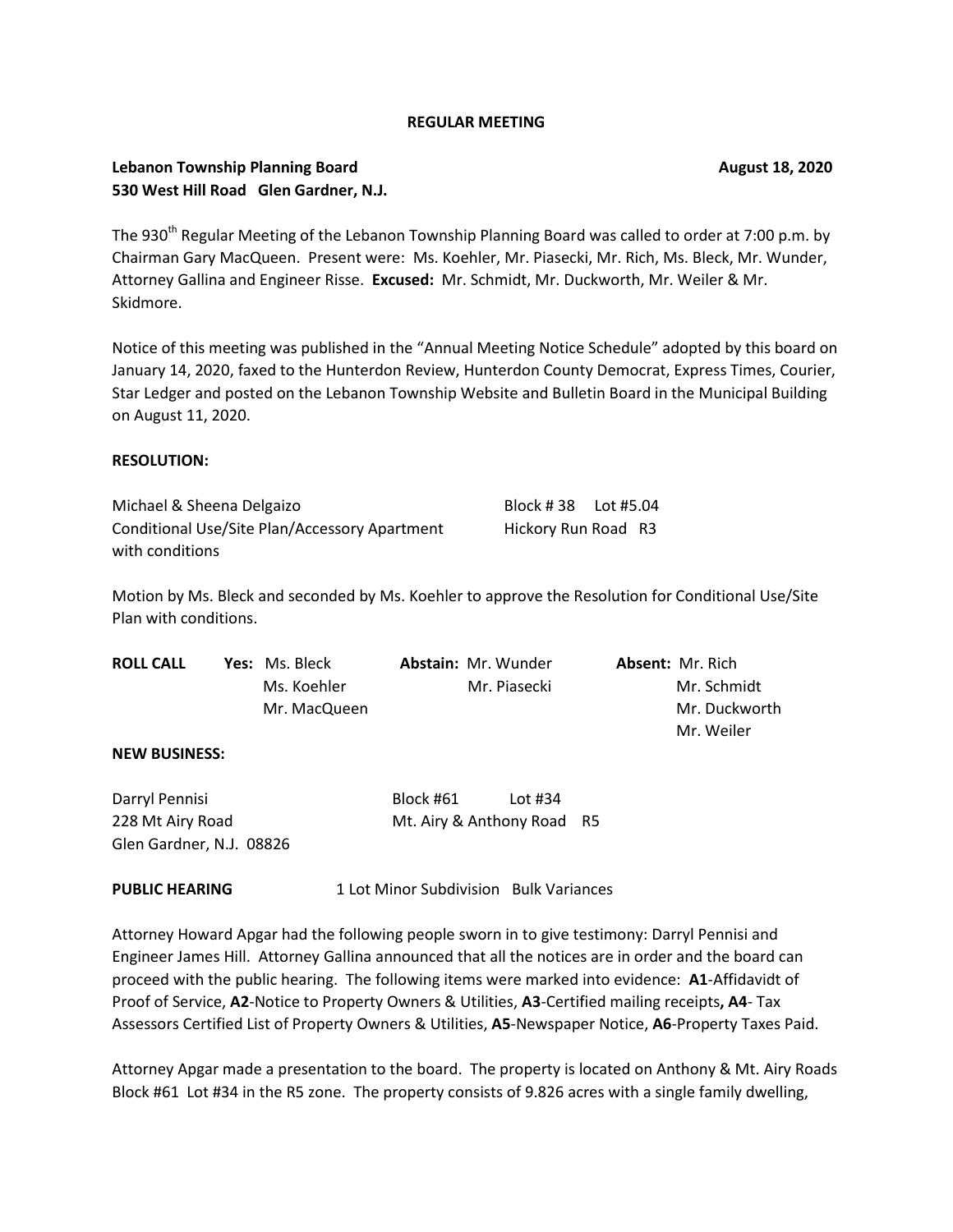**REGULAR MEETING**

**Lebanon Township Planning Board** **August 18, 2020**
**530 West Hill Road Glen Gardner, N.J.**

The 930th Regular Meeting of the Lebanon Township Planning Board was called to order at 7:00 p.m. by Chairman Gary MacQueen. Present were: Ms. Koehler, Mr. Piasecki, Mr. Rich, Ms. Bleck, Mr. Wunder, Attorney Gallina and Engineer Risse. **Excused:** Mr. Schmidt, Mr. Duckworth, Mr. Weiler & Mr. Skidmore.

Notice of this meeting was published in the "Annual Meeting Notice Schedule" adopted by this board on January 14, 2020, faxed to the Hunterdon Review, Hunterdon County Democrat, Express Times, Courier, Star Ledger and posted on the Lebanon Township Website and Bulletin Board in the Municipal Building on August 11, 2020.

**RESOLUTION:**

Michael & Sheena Delgaizo — Block # 38 Lot #5.04
Conditional Use/Site Plan/Accessory Apartment with conditions — Hickory Run Road R3

Motion by Ms. Bleck and seconded by Ms. Koehler to approve the Resolution for Conditional Use/Site Plan with conditions.

| **ROLL CALL** | **Yes:** | **Abstain:** | **Absent:** |
|---|---|---|---|
| | Ms. Bleck | Mr. Wunder | Mr. Rich |
| | Ms. Koehler | Mr. Piasecki | Mr. Schmidt |
| | Mr. MacQueen | | Mr. Duckworth |
| | | | Mr. Weiler |

**NEW BUSINESS:**

Darryl Pennisi — Block #61 Lot #34
228 Mt Airy Road — Mt. Airy & Anthony Road R5
Glen Gardner, N.J. 08826

**PUBLIC HEARING** 1 Lot Minor Subdivision Bulk Variances

Attorney Howard Apgar had the following people sworn in to give testimony: Darryl Pennisi and Engineer James Hill. Attorney Gallina announced that all the notices are in order and the board can proceed with the public hearing. The following items were marked into evidence: **A1**-Affidavidt of Proof of Service, **A2**-Notice to Property Owners & Utilities, **A3**-Certified mailing receipts**, A4**- Tax Assessors Certified List of Property Owners & Utilities, **A5**-Newspaper Notice, **A6**-Property Taxes Paid.

Attorney Apgar made a presentation to the board. The property is located on Anthony & Mt. Airy Roads Block #61 Lot #34 in the R5 zone. The property consists of 9.826 acres with a single family dwelling,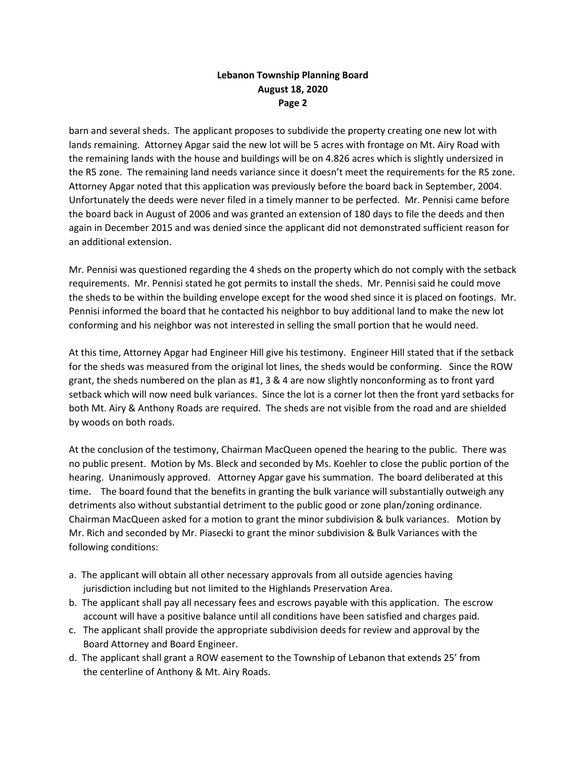barn and several sheds. The applicant proposes to subdivide the property creating one new lot with lands remaining. Attorney Apgar said the new lot will be 5 acres with frontage on Mt. Airy Road with the remaining lands with the house and buildings will be on 4.826 acres which is slightly undersized in the R5 zone. The remaining land needs variance since it doesn't meet the requirements for the R5 zone. Attorney Apgar noted that this application was previously before the board back in September, 2004. Unfortunately the deeds were never filed in a timely manner to be perfected. Mr. Pennisi came before the board back in August of 2006 and was granted an extension of 180 days to file the deeds and then again in December 2015 and was denied since the applicant did not demonstrated sufficient reason for an additional extension.

Mr. Pennisi was questioned regarding the 4 sheds on the property which do not comply with the setback requirements. Mr. Pennisi stated he got permits to install the sheds. Mr. Pennisi said he could move the sheds to be within the building envelope except for the wood shed since it is placed on footings. Mr. Pennisi informed the board that he contacted his neighbor to buy additional land to make the new lot conforming and his neighbor was not interested in selling the small portion that he would need.

At this time, Attorney Apgar had Engineer Hill give his testimony. Engineer Hill stated that if the setback for the sheds was measured from the original lot lines, the sheds would be conforming. Since the ROW grant, the sheds numbered on the plan as #1, 3 & 4 are now slightly nonconforming as to front yard setback which will now need bulk variances. Since the lot is a corner lot then the front yard setbacks for both Mt. Airy & Anthony Roads are required. The sheds are not visible from the road and are shielded by woods on both roads.

At the conclusion of the testimony, Chairman MacQueen opened the hearing to the public. There was no public present. Motion by Ms. Bleck and seconded by Ms. Koehler to close the public portion of the hearing. Unanimously approved. Attorney Apgar gave his summation. The board deliberated at this time. The board found that the benefits in granting the bulk variance will substantially outweigh any detriments also without substantial detriment to the public good or zone plan/zoning ordinance. Chairman MacQueen asked for a motion to grant the minor subdivision & bulk variances. Motion by Mr. Rich and seconded by Mr. Piasecki to grant the minor subdivision & Bulk Variances with the following conditions:

a. The applicant will obtain all other necessary approvals from all outside agencies having jurisdiction including but not limited to the Highlands Preservation Area.
b. The applicant shall pay all necessary fees and escrows payable with this application. The escrow account will have a positive balance until all conditions have been satisfied and charges paid.
c. The applicant shall provide the appropriate subdivision deeds for review and approval by the Board Attorney and Board Engineer.
d. The applicant shall grant a ROW easement to the Township of Lebanon that extends 25' from the centerline of Anthony & Mt. Airy Roads.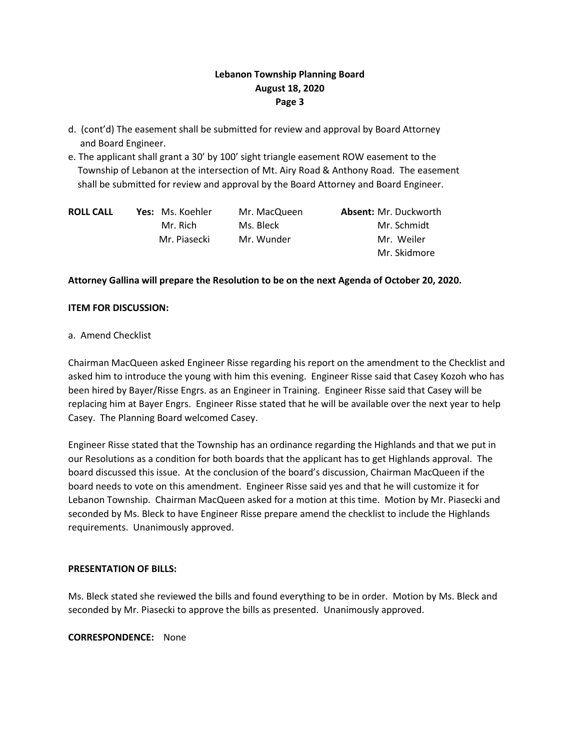d. (cont'd) The easement shall be submitted for review and approval by Board Attorney and Board Engineer.

e. The applicant shall grant a 30' by 100' sight triangle easement ROW easement to the Township of Lebanon at the intersection of Mt. Airy Road & Anthony Road. The easement shall be submitted for review and approval by the Board Attorney and Board Engineer.

| | | | |
|---|---|---|---|
| **ROLL CALL** | **Yes:** Ms. Koehler | Mr. MacQueen | **Absent:** Mr. Duckworth |
| | Mr. Rich | Ms. Bleck | Mr. Schmidt |
| | Mr. Piasecki | Mr. Wunder | Mr. Weiler |
| | | | Mr. Skidmore |

**Attorney Gallina will prepare the Resolution to be on the next Agenda of October 20, 2020.**

**ITEM FOR DISCUSSION:**

a. Amend Checklist

Chairman MacQueen asked Engineer Risse regarding his report on the amendment to the Checklist and asked him to introduce the young with him this evening. Engineer Risse said that Casey Kozoh who has been hired by Bayer/Risse Engrs. as an Engineer in Training. Engineer Risse said that Casey will be replacing him at Bayer Engrs. Engineer Risse stated that he will be available over the next year to help Casey. The Planning Board welcomed Casey.

Engineer Risse stated that the Township has an ordinance regarding the Highlands and that we put in our Resolutions as a condition for both boards that the applicant has to get Highlands approval. The board discussed this issue. At the conclusion of the board's discussion, Chairman MacQueen if the board needs to vote on this amendment. Engineer Risse said yes and that he will customize it for Lebanon Township. Chairman MacQueen asked for a motion at this time. Motion by Mr. Piasecki and seconded by Ms. Bleck to have Engineer Risse prepare amend the checklist to include the Highlands requirements. Unanimously approved.

**PRESENTATION OF BILLS:**

Ms. Bleck stated she reviewed the bills and found everything to be in order. Motion by Ms. Bleck and seconded by Mr. Piasecki to approve the bills as presented. Unanimously approved.

**CORRESPONDENCE:** None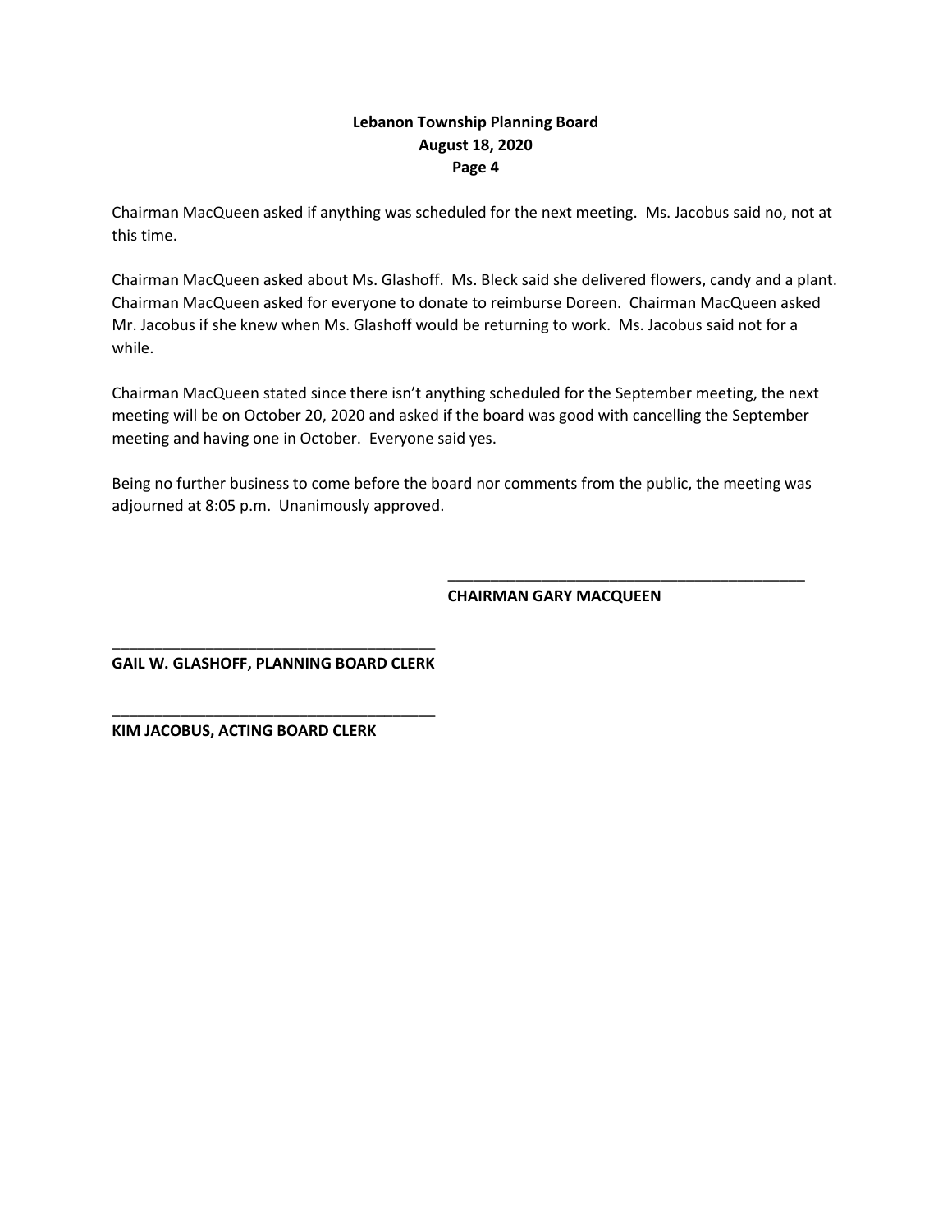Chairman MacQueen asked if anything was scheduled for the next meeting. Ms. Jacobus said no, not at this time.

Chairman MacQueen asked about Ms. Glashoff. Ms. Bleck said she delivered flowers, candy and a plant. Chairman MacQueen asked for everyone to donate to reimburse Doreen. Chairman MacQueen asked Mr. Jacobus if she knew when Ms. Glashoff would be returning to work. Ms. Jacobus said not for a while.

Chairman MacQueen stated since there isn't anything scheduled for the September meeting, the next meeting will be on October 20, 2020 and asked if the board was good with cancelling the September meeting and having one in October. Everyone said yes.

Being no further business to come before the board nor comments from the public, the meeting was adjourned at 8:05 p.m. Unanimously approved.

\_\_\_\_\_\_\_\_\_\_\_\_\_\_\_\_\_\_\_\_\_\_\_\_\_\_\_\_\_\_\_\_\_\_\_\_\_\_\_\_\_\_\_\_

**CHAIRMAN GARY MACQUEEN**

\_\_\_\_\_\_\_\_\_\_\_\_\_\_\_\_\_\_\_\_\_\_\_\_\_\_\_\_\_\_\_\_\_\_\_\_\_\_\_\_

**GAIL W. GLASHOFF, PLANNING BOARD CLERK**

\_\_\_\_\_\_\_\_\_\_\_\_\_\_\_\_\_\_\_\_\_\_\_\_\_\_\_\_\_\_\_\_\_\_\_\_\_\_\_\_

**KIM JACOBUS, ACTING BOARD CLERK**